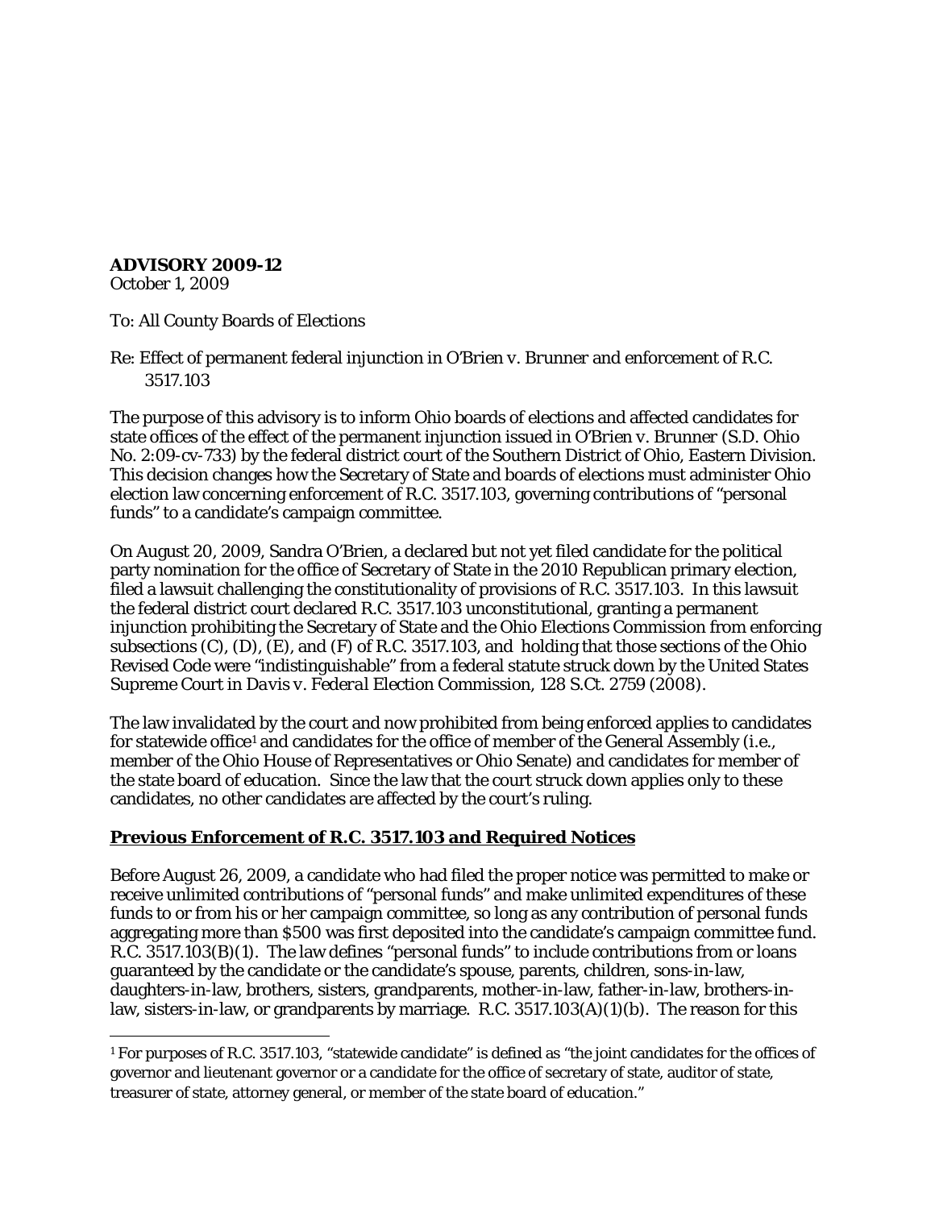**ADVISORY 2009-12**
October 1, 2009

To: All County Boards of Elections

Re: Effect of permanent federal injunction in O'Brien v. Brunner and enforcement of R.C. 3517.103

The purpose of this advisory is to inform Ohio boards of elections and affected candidates for state offices of the effect of the permanent injunction issued in O'Brien v. Brunner (S.D. Ohio No. 2:09-cv-733) by the federal district court of the Southern District of Ohio, Eastern Division. This decision changes how the Secretary of State and boards of elections must administer Ohio election law concerning enforcement of R.C. 3517.103, governing contributions of "personal funds" to a candidate's campaign committee.

On August 20, 2009, Sandra O'Brien, a declared but not yet filed candidate for the political party nomination for the office of Secretary of State in the 2010 Republican primary election, filed a lawsuit challenging the constitutionality of provisions of R.C. 3517.103. In this lawsuit the federal district court declared R.C. 3517.103 unconstitutional, granting a permanent injunction prohibiting the Secretary of State and the Ohio Elections Commission from enforcing subsections (C), (D), (E), and (F) of R.C. 3517.103, and holding that those sections of the Ohio Revised Code were "indistinguishable" from a federal statute struck down by the United States Supreme Court in *Davis v. Federal Election Commission*, 128 S.Ct. 2759 (2008).

The law invalidated by the court and now prohibited from being enforced applies to candidates for statewide office[1] and candidates for the office of member of the General Assembly (i.e., member of the Ohio House of Representatives or Ohio Senate) and candidates for member of the state board of education. Since the law that the court struck down applies only to these candidates, no other candidates are affected by the court's ruling.

## Previous Enforcement of R.C. 3517.103 and Required Notices

Before August 26, 2009, a candidate who had filed the proper notice was permitted to make or receive unlimited contributions of "personal funds" and make unlimited expenditures of these funds to or from his or her campaign committee, so long as any contribution of personal funds aggregating more than $500 was first deposited into the candidate's campaign committee fund. R.C. 3517.103(B)(1). The law defines "personal funds" to include contributions from or loans guaranteed by the candidate or the candidate's spouse, parents, children, sons-in-law, daughters-in-law, brothers, sisters, grandparents, mother-in-law, father-in-law, brothers-in-law, sisters-in-law, or grandparents by marriage. R.C. 3517.103(A)(1)(b). The reason for this

[1] For purposes of R.C. 3517.103, "statewide candidate" is defined as "the joint candidates for the offices of governor and lieutenant governor or a candidate for the office of secretary of state, auditor of state, treasurer of state, attorney general, or member of the state board of education."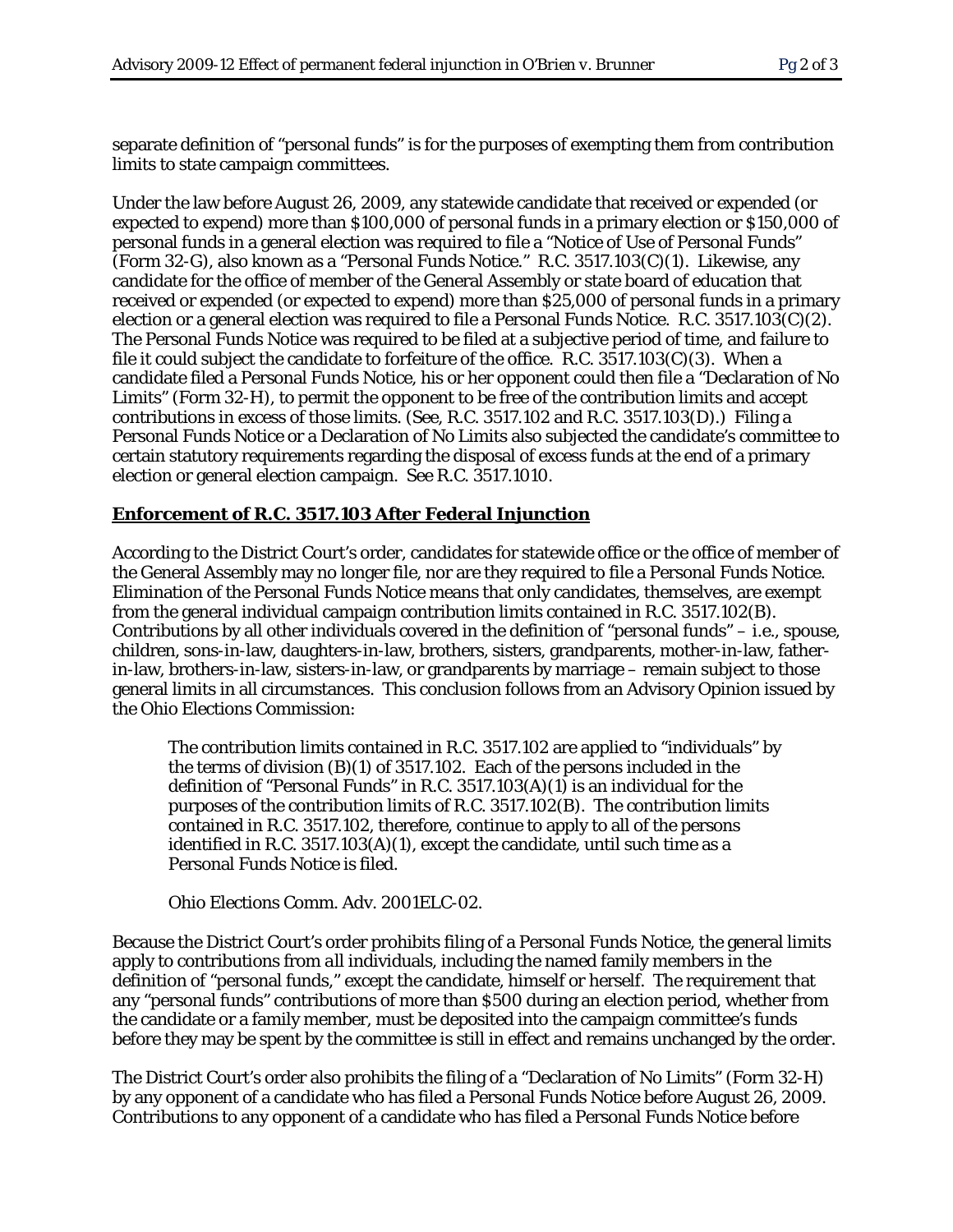separate definition of "personal funds" is for the purposes of exempting them from contribution limits to state campaign committees.

Under the law before August 26, 2009, any statewide candidate that received or expended (or expected to expend) more than $100,000 of personal funds in a primary election or $150,000 of personal funds in a general election was required to file a "Notice of Use of Personal Funds" (Form 32-G), also known as a "Personal Funds Notice." R.C. 3517.103(C)(1). Likewise, any candidate for the office of member of the General Assembly or state board of education that received or expended (or expected to expend) more than $25,000 of personal funds in a primary election or a general election was required to file a Personal Funds Notice. R.C. 3517.103(C)(2). The Personal Funds Notice was required to be filed at a subjective period of time, and failure to file it could subject the candidate to forfeiture of the office. R.C. 3517.103(C)(3). When a candidate filed a Personal Funds Notice, his or her opponent could then file a "Declaration of No Limits" (Form 32-H), to permit the opponent to be free of the contribution limits and accept contributions in excess of those limits. (See, R.C. 3517.102 and R.C. 3517.103(D).) Filing a Personal Funds Notice or a Declaration of No Limits also subjected the candidate's committee to certain statutory requirements regarding the disposal of excess funds at the end of a primary election or general election campaign. See R.C. 3517.1010.

## Enforcement of R.C. 3517.103 After Federal Injunction

According to the District Court's order, candidates for statewide office or the office of member of the General Assembly may no longer file, nor are they required to file a Personal Funds Notice. Elimination of the Personal Funds Notice means that only candidates, themselves, are exempt from the general individual campaign contribution limits contained in R.C. 3517.102(B). Contributions by all other individuals covered in the definition of "personal funds" – i.e., spouse, children, sons-in-law, daughters-in-law, brothers, sisters, grandparents, mother-in-law, father-in-law, brothers-in-law, sisters-in-law, or grandparents by marriage – remain subject to those general limits in all circumstances. This conclusion follows from an Advisory Opinion issued by the Ohio Elections Commission:

> The contribution limits contained in R.C. 3517.102 are applied to "individuals" by the terms of division (B)(1) of 3517.102. Each of the persons included in the definition of "Personal Funds" in R.C. 3517.103(A)(1) is an individual for the purposes of the contribution limits of R.C. 3517.102(B). The contribution limits contained in R.C. 3517.102, therefore, continue to apply to all of the persons identified in R.C. 3517.103(A)(1), except the candidate, until such time as a Personal Funds Notice is filed.
>
> Ohio Elections Comm. Adv. 2001ELC-02.

Because the District Court's order prohibits filing of a Personal Funds Notice, the general limits apply to contributions from all individuals, including the named family members in the definition of "personal funds," except the candidate, himself or herself. The requirement that any "personal funds" contributions of more than $500 during an election period, whether from the candidate or a family member, must be deposited into the campaign committee's funds before they may be spent by the committee is still in effect and remains unchanged by the order.

The District Court's order also prohibits the filing of a "Declaration of No Limits" (Form 32-H) by any opponent of a candidate who has filed a Personal Funds Notice before August 26, 2009. Contributions to any opponent of a candidate who has filed a Personal Funds Notice before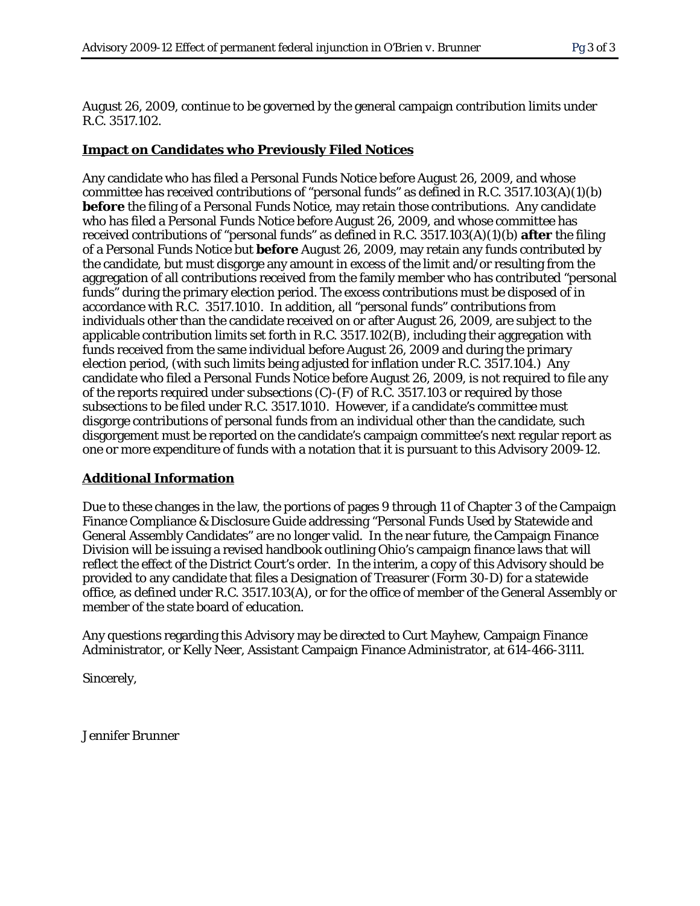August 26, 2009, continue to be governed by the general campaign contribution limits under R.C. 3517.102.

## Impact on Candidates who Previously Filed Notices

Any candidate who has filed a Personal Funds Notice before August 26, 2009, and whose committee has received contributions of "personal funds" as defined in R.C. 3517.103(A)(1)(b) **before** the filing of a Personal Funds Notice, may retain those contributions. Any candidate who has filed a Personal Funds Notice before August 26, 2009, and whose committee has received contributions of "personal funds" as defined in R.C. 3517.103(A)(1)(b) **after** the filing of a Personal Funds Notice but **before** August 26, 2009, may retain any funds contributed by the candidate, but must disgorge any amount in excess of the limit and/or resulting from the aggregation of all contributions received from the family member who has contributed "personal funds" during the primary election period. The excess contributions must be disposed of in accordance with R.C. 3517.1010. In addition, all "personal funds" contributions from individuals other than the candidate received on or after August 26, 2009, are subject to the applicable contribution limits set forth in R.C. 3517.102(B), including their aggregation with funds received from the same individual before August 26, 2009 and during the primary election period, (with such limits being adjusted for inflation under R.C. 3517.104.) Any candidate who filed a Personal Funds Notice before August 26, 2009, is not required to file any of the reports required under subsections (C)-(F) of R.C. 3517.103 or required by those subsections to be filed under R.C. 3517.1010. However, if a candidate's committee must disgorge contributions of personal funds from an individual other than the candidate, such disgorgement must be reported on the candidate's campaign committee's next regular report as one or more expenditure of funds with a notation that it is pursuant to this Advisory 2009-12.

## Additional Information

Due to these changes in the law, the portions of pages 9 through 11 of Chapter 3 of the Campaign Finance Compliance & Disclosure Guide addressing "Personal Funds Used by Statewide and General Assembly Candidates" are no longer valid. In the near future, the Campaign Finance Division will be issuing a revised handbook outlining Ohio's campaign finance laws that will reflect the effect of the District Court's order. In the interim, a copy of this Advisory should be provided to any candidate that files a Designation of Treasurer (Form 30-D) for a statewide office, as defined under R.C. 3517.103(A), or for the office of member of the General Assembly or member of the state board of education.

Any questions regarding this Advisory may be directed to Curt Mayhew, Campaign Finance Administrator, or Kelly Neer, Assistant Campaign Finance Administrator, at 614-466-3111.

Sincerely,

Jennifer Brunner